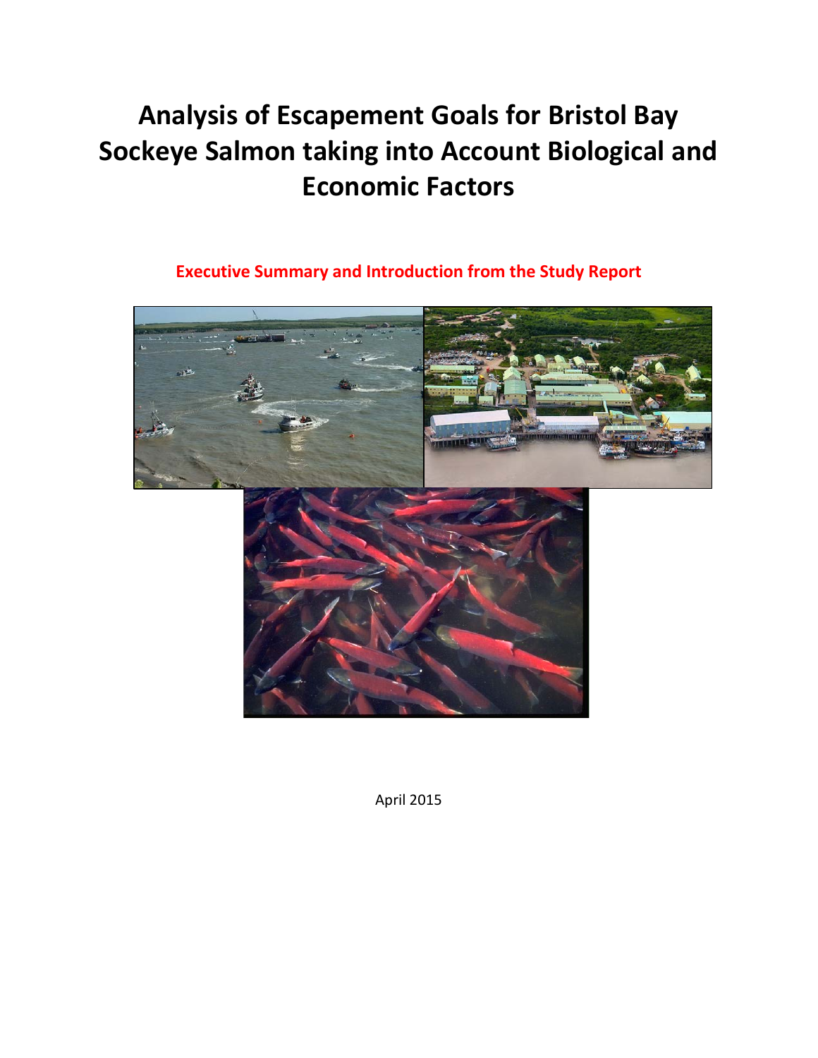# Analysis of Escapement Goals for Bristol Bay Sockeye Salmon taking into Account Biological and Economic Factors

**Executive Summary and Introduction from the Study Report**

April 2015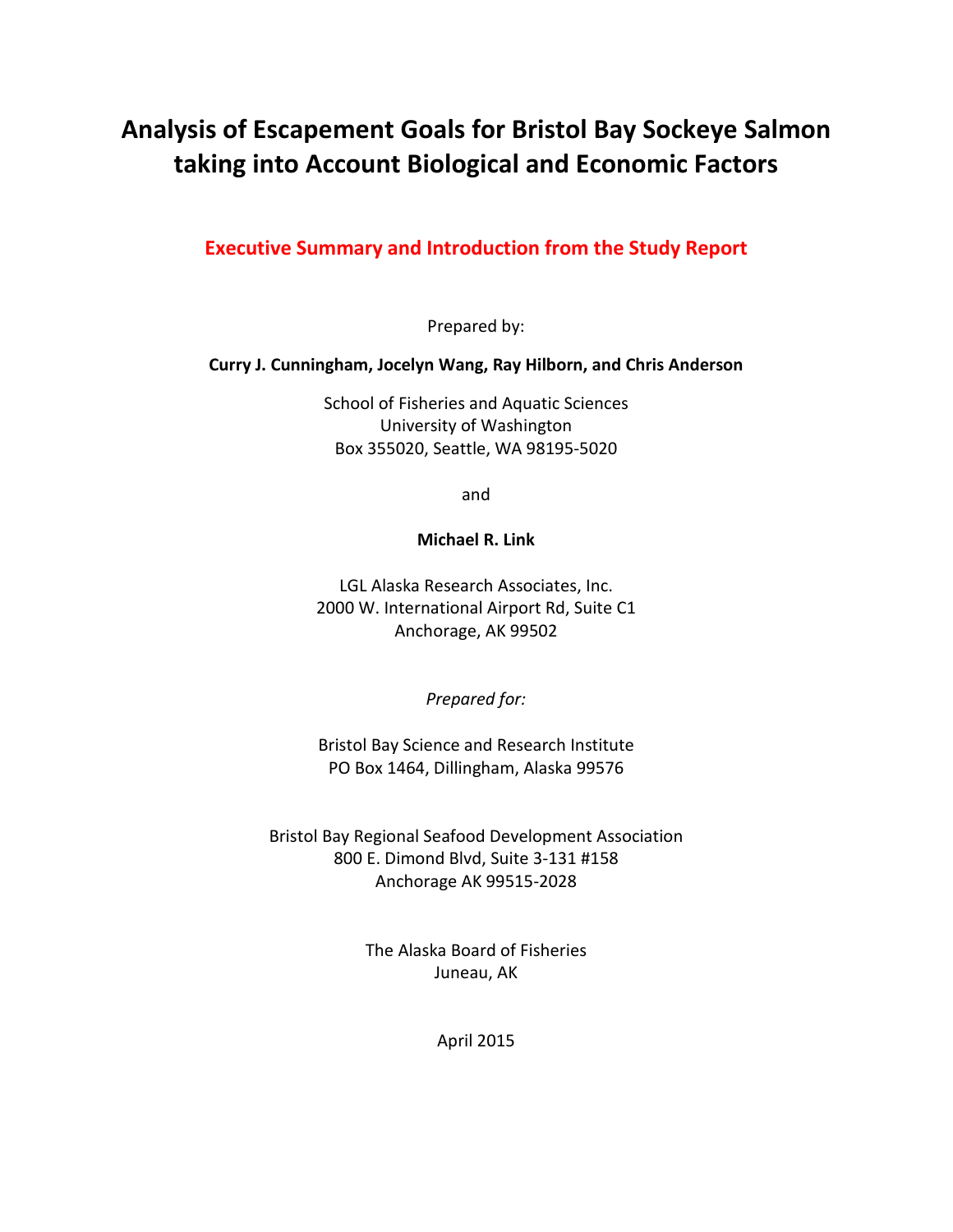# Analysis of Escapement Goals for Bristol Bay Sockeye Salmon taking into Account Biological and Economic Factors

## Executive Summary and Introduction from the Study Report

Prepared by:

**Curry J. Cunningham, Jocelyn Wang, Ray Hilborn, and Chris Anderson**

School of Fisheries and Aquatic Sciences  
University of Washington  
Box 355020, Seattle, WA 98195-5020

and

**Michael R. Link**

LGL Alaska Research Associates, Inc.  
2000 W. International Airport Rd, Suite C1  
Anchorage, AK 99502

*Prepared for:*

Bristol Bay Science and Research Institute  
PO Box 1464, Dillingham, Alaska 99576

Bristol Bay Regional Seafood Development Association  
800 E. Dimond Blvd, Suite 3-131 #158  
Anchorage AK 99515-2028

The Alaska Board of Fisheries  
Juneau, AK

April 2015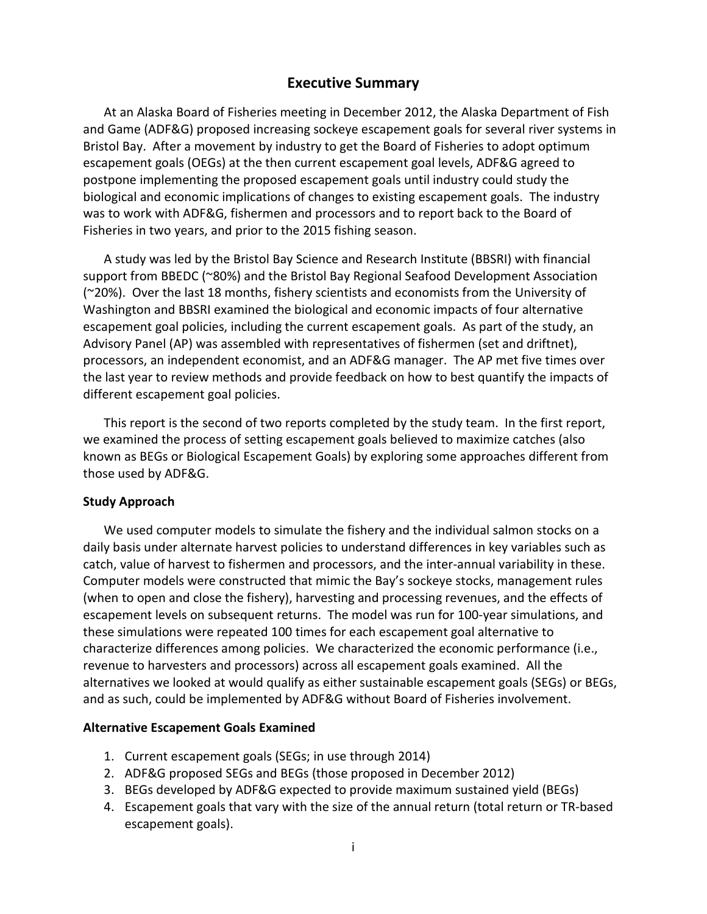# Executive Summary

At an Alaska Board of Fisheries meeting in December 2012, the Alaska Department of Fish and Game (ADF&G) proposed increasing sockeye escapement goals for several river systems in Bristol Bay. After a movement by industry to get the Board of Fisheries to adopt optimum escapement goals (OEGs) at the then current escapement goal levels, ADF&G agreed to postpone implementing the proposed escapement goals until industry could study the biological and economic implications of changes to existing escapement goals. The industry was to work with ADF&G, fishermen and processors and to report back to the Board of Fisheries in two years, and prior to the 2015 fishing season.

A study was led by the Bristol Bay Science and Research Institute (BBSRI) with financial support from BBEDC (~80%) and the Bristol Bay Regional Seafood Development Association (~20%). Over the last 18 months, fishery scientists and economists from the University of Washington and BBSRI examined the biological and economic impacts of four alternative escapement goal policies, including the current escapement goals. As part of the study, an Advisory Panel (AP) was assembled with representatives of fishermen (set and driftnet), processors, an independent economist, and an ADF&G manager. The AP met five times over the last year to review methods and provide feedback on how to best quantify the impacts of different escapement goal policies.

This report is the second of two reports completed by the study team. In the first report, we examined the process of setting escapement goals believed to maximize catches (also known as BEGs or Biological Escapement Goals) by exploring some approaches different from those used by ADF&G.

**Study Approach**

We used computer models to simulate the fishery and the individual salmon stocks on a daily basis under alternate harvest policies to understand differences in key variables such as catch, value of harvest to fishermen and processors, and the inter-annual variability in these. Computer models were constructed that mimic the Bay's sockeye stocks, management rules (when to open and close the fishery), harvesting and processing revenues, and the effects of escapement levels on subsequent returns. The model was run for 100-year simulations, and these simulations were repeated 100 times for each escapement goal alternative to characterize differences among policies. We characterized the economic performance (i.e., revenue to harvesters and processors) across all escapement goals examined. All the alternatives we looked at would qualify as either sustainable escapement goals (SEGs) or BEGs, and as such, could be implemented by ADF&G without Board of Fisheries involvement.

**Alternative Escapement Goals Examined**

1. Current escapement goals (SEGs; in use through 2014)
2. ADF&G proposed SEGs and BEGs (those proposed in December 2012)
3. BEGs developed by ADF&G expected to provide maximum sustained yield (BEGs)
4. Escapement goals that vary with the size of the annual return (total return or TR-based escapement goals).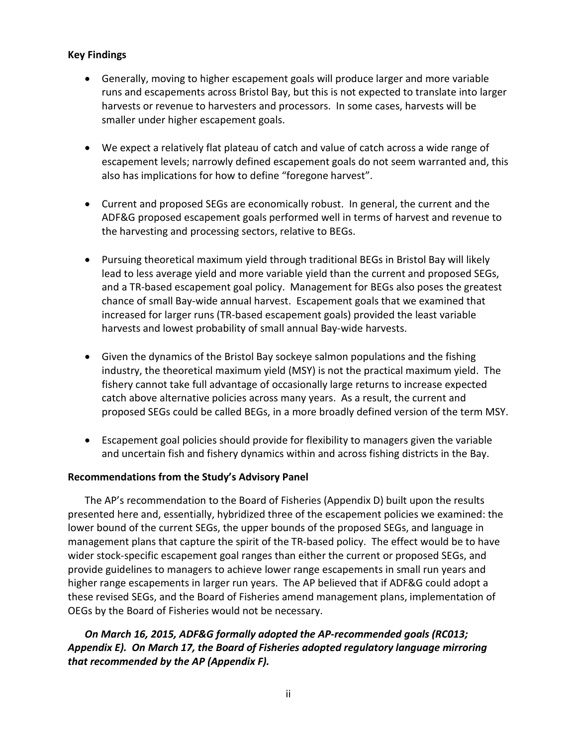**Key Findings**

- Generally, moving to higher escapement goals will produce larger and more variable runs and escapements across Bristol Bay, but this is not expected to translate into larger harvests or revenue to harvesters and processors. In some cases, harvests will be smaller under higher escapement goals.
- We expect a relatively flat plateau of catch and value of catch across a wide range of escapement levels; narrowly defined escapement goals do not seem warranted and, this also has implications for how to define "foregone harvest".
- Current and proposed SEGs are economically robust. In general, the current and the ADF&G proposed escapement goals performed well in terms of harvest and revenue to the harvesting and processing sectors, relative to BEGs.
- Pursuing theoretical maximum yield through traditional BEGs in Bristol Bay will likely lead to less average yield and more variable yield than the current and proposed SEGs, and a TR-based escapement goal policy. Management for BEGs also poses the greatest chance of small Bay-wide annual harvest. Escapement goals that we examined that increased for larger runs (TR-based escapement goals) provided the least variable harvests and lowest probability of small annual Bay-wide harvests.
- Given the dynamics of the Bristol Bay sockeye salmon populations and the fishing industry, the theoretical maximum yield (MSY) is not the practical maximum yield. The fishery cannot take full advantage of occasionally large returns to increase expected catch above alternative policies across many years. As a result, the current and proposed SEGs could be called BEGs, in a more broadly defined version of the term MSY.
- Escapement goal policies should provide for flexibility to managers given the variable and uncertain fish and fishery dynamics within and across fishing districts in the Bay.

**Recommendations from the Study's Advisory Panel**

The AP's recommendation to the Board of Fisheries (Appendix D) built upon the results presented here and, essentially, hybridized three of the escapement policies we examined: the lower bound of the current SEGs, the upper bounds of the proposed SEGs, and language in management plans that capture the spirit of the TR-based policy. The effect would be to have wider stock-specific escapement goal ranges than either the current or proposed SEGs, and provide guidelines to managers to achieve lower range escapements in small run years and higher range escapements in larger run years. The AP believed that if ADF&G could adopt a these revised SEGs, and the Board of Fisheries amend management plans, implementation of OEGs by the Board of Fisheries would not be necessary.

***On March 16, 2015, ADF&G formally adopted the AP-recommended goals (RC013; Appendix E). On March 17, the Board of Fisheries adopted regulatory language mirroring that recommended by the AP (Appendix F).***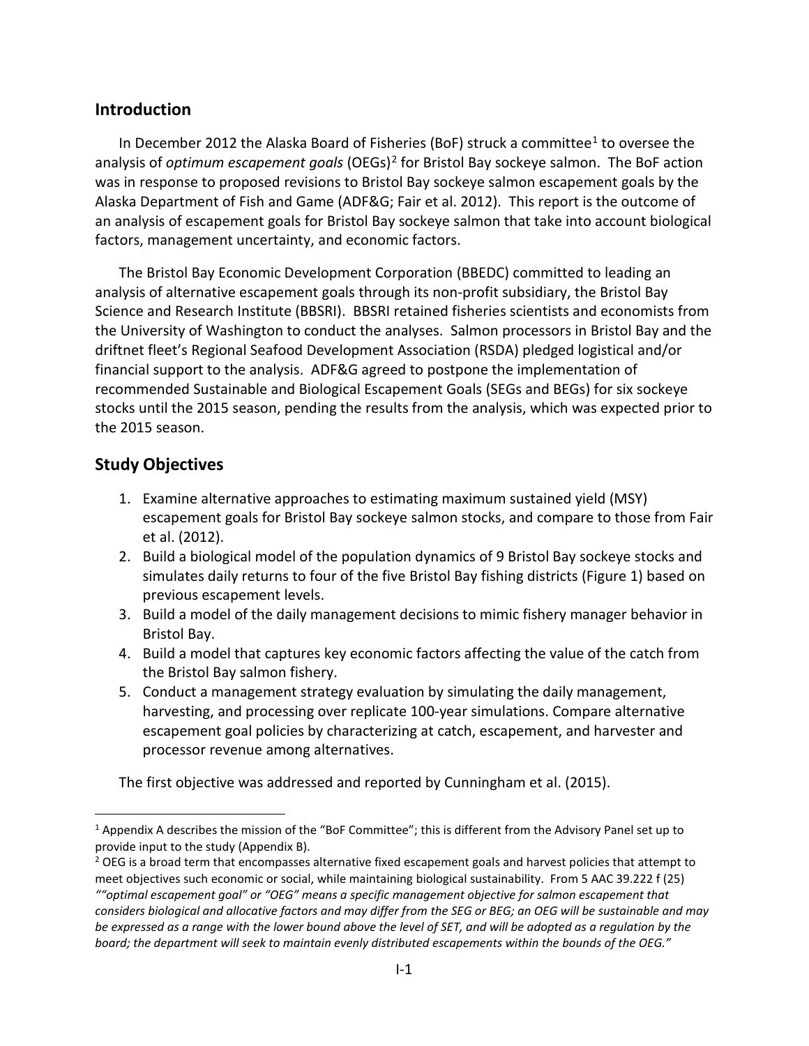## Introduction

In December 2012 the Alaska Board of Fisheries (BoF) struck a committee[1] to oversee the analysis of *optimum escapement goals* (OEGs)[2] for Bristol Bay sockeye salmon. The BoF action was in response to proposed revisions to Bristol Bay sockeye salmon escapement goals by the Alaska Department of Fish and Game (ADF&G; Fair et al. 2012). This report is the outcome of an analysis of escapement goals for Bristol Bay sockeye salmon that take into account biological factors, management uncertainty, and economic factors.

The Bristol Bay Economic Development Corporation (BBEDC) committed to leading an analysis of alternative escapement goals through its non-profit subsidiary, the Bristol Bay Science and Research Institute (BBSRI). BBSRI retained fisheries scientists and economists from the University of Washington to conduct the analyses. Salmon processors in Bristol Bay and the driftnet fleet's Regional Seafood Development Association (RSDA) pledged logistical and/or financial support to the analysis. ADF&G agreed to postpone the implementation of recommended Sustainable and Biological Escapement Goals (SEGs and BEGs) for six sockeye stocks until the 2015 season, pending the results from the analysis, which was expected prior to the 2015 season.

## Study Objectives

1. Examine alternative approaches to estimating maximum sustained yield (MSY) escapement goals for Bristol Bay sockeye salmon stocks, and compare to those from Fair et al. (2012).
2. Build a biological model of the population dynamics of 9 Bristol Bay sockeye stocks and simulates daily returns to four of the five Bristol Bay fishing districts (Figure 1) based on previous escapement levels.
3. Build a model of the daily management decisions to mimic fishery manager behavior in Bristol Bay.
4. Build a model that captures key economic factors affecting the value of the catch from the Bristol Bay salmon fishery.
5. Conduct a management strategy evaluation by simulating the daily management, harvesting, and processing over replicate 100-year simulations. Compare alternative escapement goal policies by characterizing at catch, escapement, and harvester and processor revenue among alternatives.

The first objective was addressed and reported by Cunningham et al. (2015).

[1] Appendix A describes the mission of the "BoF Committee"; this is different from the Advisory Panel set up to provide input to the study (Appendix B).

[2] OEG is a broad term that encompasses alternative fixed escapement goals and harvest policies that attempt to meet objectives such economic or social, while maintaining biological sustainability. From 5 AAC 39.222 f (25) *""optimal escapement goal" or "OEG" means a specific management objective for salmon escapement that considers biological and allocative factors and may differ from the SEG or BEG; an OEG will be sustainable and may be expressed as a range with the lower bound above the level of SET, and will be adopted as a regulation by the board; the department will seek to maintain evenly distributed escapements within the bounds of the OEG."*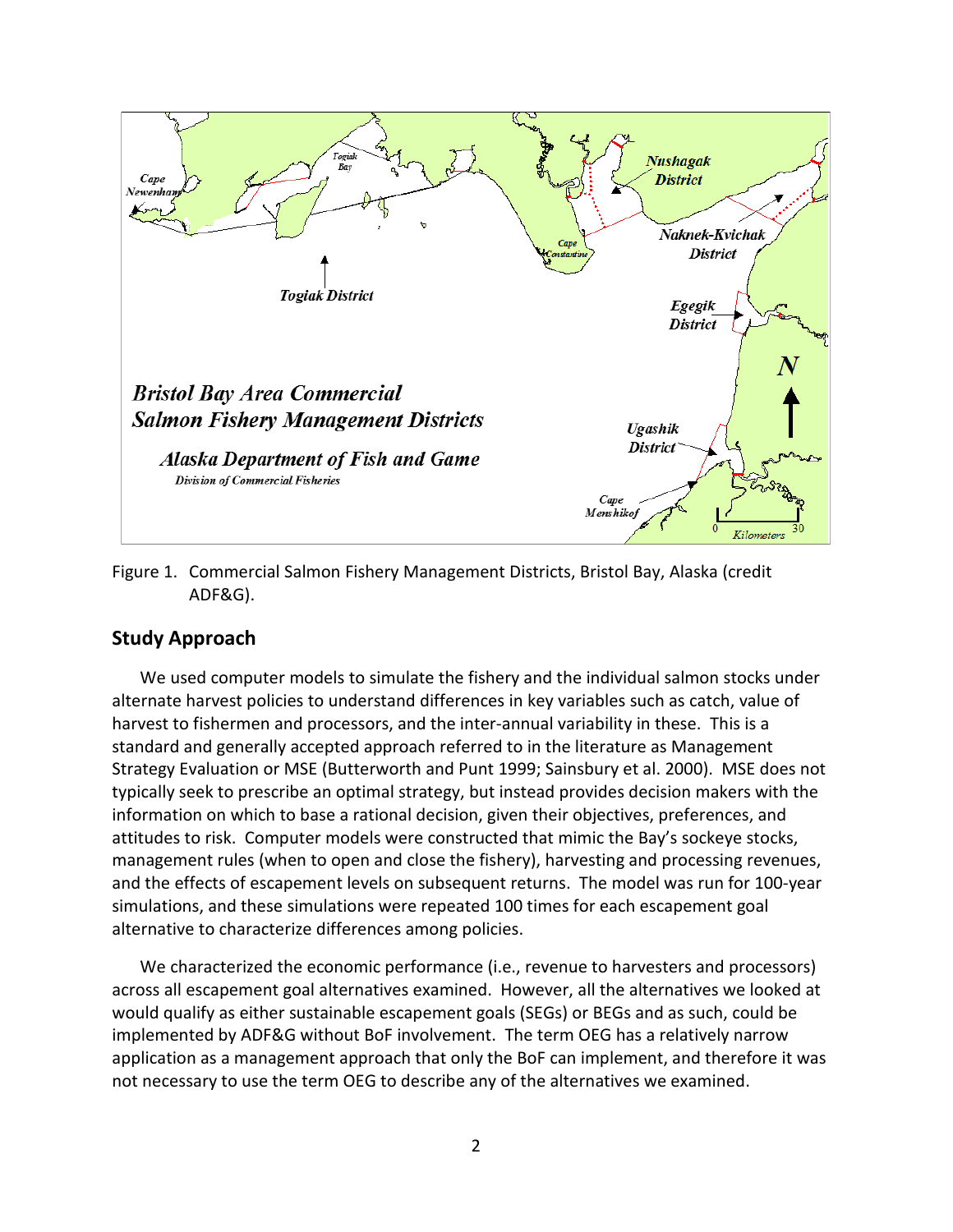Figure 1. Commercial Salmon Fishery Management Districts, Bristol Bay, Alaska (credit ADF&G).

## Study Approach

We used computer models to simulate the fishery and the individual salmon stocks under alternate harvest policies to understand differences in key variables such as catch, value of harvest to fishermen and processors, and the inter-annual variability in these. This is a standard and generally accepted approach referred to in the literature as Management Strategy Evaluation or MSE (Butterworth and Punt 1999; Sainsbury et al. 2000). MSE does not typically seek to prescribe an optimal strategy, but instead provides decision makers with the information on which to base a rational decision, given their objectives, preferences, and attitudes to risk. Computer models were constructed that mimic the Bay's sockeye stocks, management rules (when to open and close the fishery), harvesting and processing revenues, and the effects of escapement levels on subsequent returns. The model was run for 100-year simulations, and these simulations were repeated 100 times for each escapement goal alternative to characterize differences among policies.

We characterized the economic performance (i.e., revenue to harvesters and processors) across all escapement goal alternatives examined. However, all the alternatives we looked at would qualify as either sustainable escapement goals (SEGs) or BEGs and as such, could be implemented by ADF&G without BoF involvement. The term OEG has a relatively narrow application as a management approach that only the BoF can implement, and therefore it was not necessary to use the term OEG to describe any of the alternatives we examined.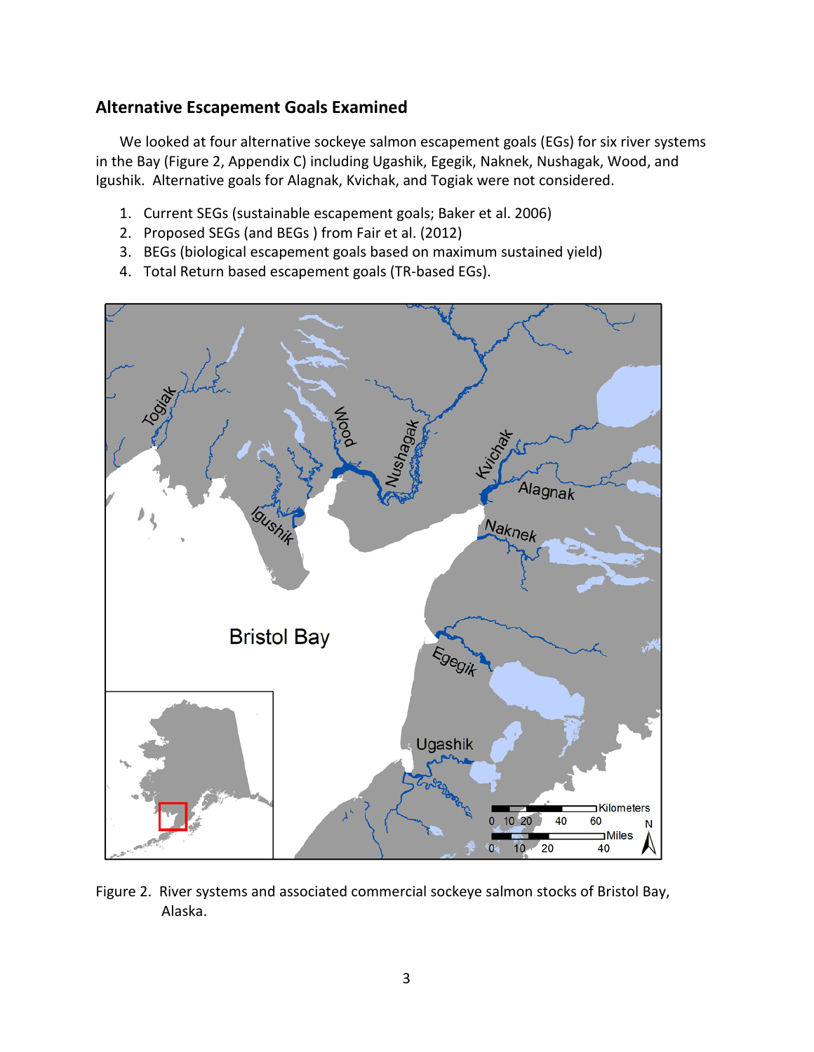## Alternative Escapement Goals Examined

We looked at four alternative sockeye salmon escapement goals (EGs) for six river systems in the Bay (Figure 2, Appendix C) including Ugashik, Egegik, Naknek, Nushagak, Wood, and Igushik. Alternative goals for Alagnak, Kvichak, and Togiak were not considered.

1. Current SEGs (sustainable escapement goals; Baker et al. 2006)
2. Proposed SEGs (and BEGs ) from Fair et al. (2012)
3. BEGs (biological escapement goals based on maximum sustained yield)
4. Total Return based escapement goals (TR-based EGs).

Figure 2. River systems and associated commercial sockeye salmon stocks of Bristol Bay, Alaska.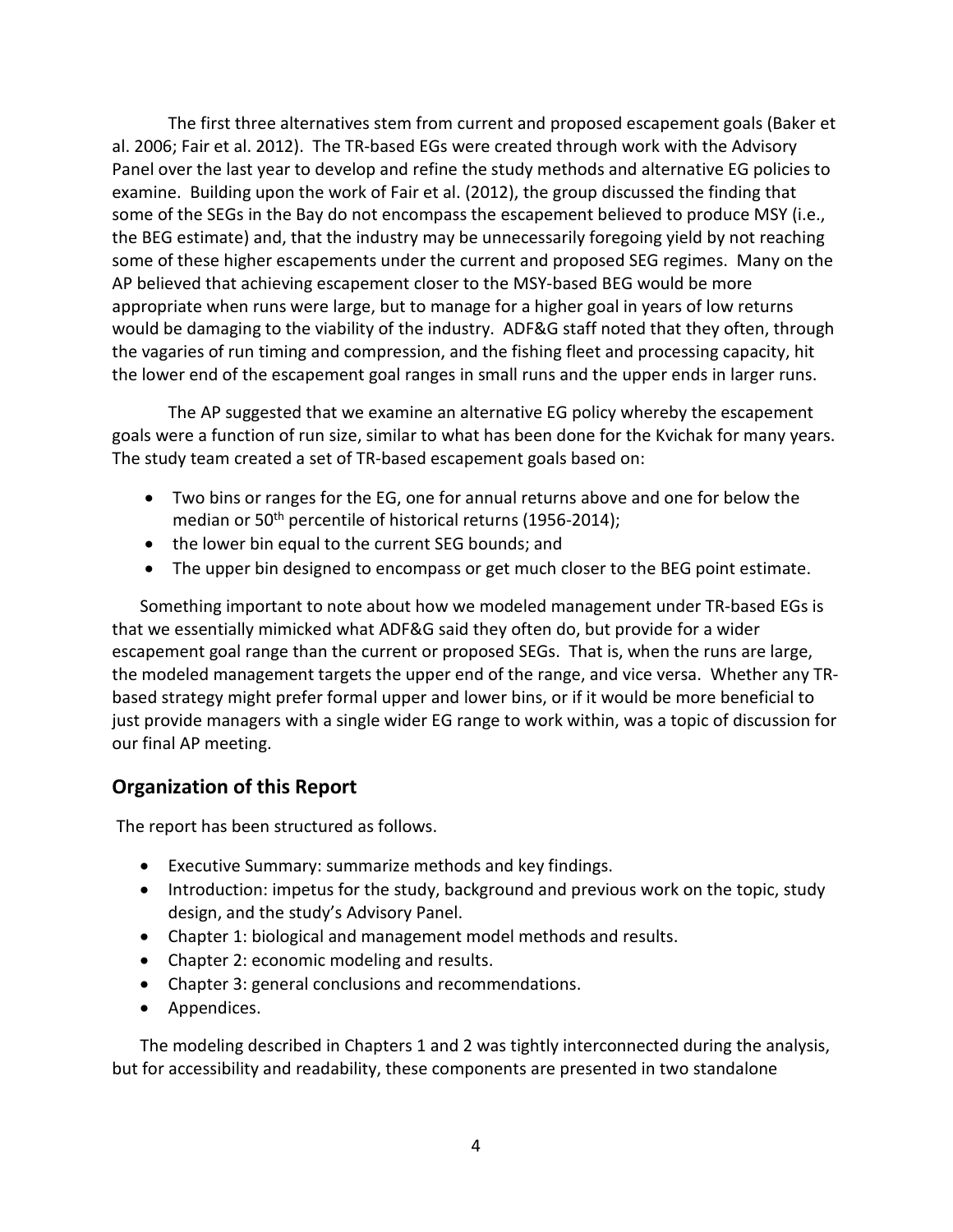The first three alternatives stem from current and proposed escapement goals (Baker et al. 2006; Fair et al. 2012). The TR-based EGs were created through work with the Advisory Panel over the last year to develop and refine the study methods and alternative EG policies to examine. Building upon the work of Fair et al. (2012), the group discussed the finding that some of the SEGs in the Bay do not encompass the escapement believed to produce MSY (i.e., the BEG estimate) and, that the industry may be unnecessarily foregoing yield by not reaching some of these higher escapements under the current and proposed SEG regimes. Many on the AP believed that achieving escapement closer to the MSY-based BEG would be more appropriate when runs were large, but to manage for a higher goal in years of low returns would be damaging to the viability of the industry. ADF&G staff noted that they often, through the vagaries of run timing and compression, and the fishing fleet and processing capacity, hit the lower end of the escapement goal ranges in small runs and the upper ends in larger runs.

The AP suggested that we examine an alternative EG policy whereby the escapement goals were a function of run size, similar to what has been done for the Kvichak for many years. The study team created a set of TR-based escapement goals based on:

- Two bins or ranges for the EG, one for annual returns above and one for below the median or 50th percentile of historical returns (1956-2014);
- the lower bin equal to the current SEG bounds; and
- The upper bin designed to encompass or get much closer to the BEG point estimate.

Something important to note about how we modeled management under TR-based EGs is that we essentially mimicked what ADF&G said they often do, but provide for a wider escapement goal range than the current or proposed SEGs. That is, when the runs are large, the modeled management targets the upper end of the range, and vice versa. Whether any TR-based strategy might prefer formal upper and lower bins, or if it would be more beneficial to just provide managers with a single wider EG range to work within, was a topic of discussion for our final AP meeting.

## Organization of this Report

The report has been structured as follows.

- Executive Summary: summarize methods and key findings.
- Introduction: impetus for the study, background and previous work on the topic, study design, and the study's Advisory Panel.
- Chapter 1: biological and management model methods and results.
- Chapter 2: economic modeling and results.
- Chapter 3: general conclusions and recommendations.
- Appendices.

The modeling described in Chapters 1 and 2 was tightly interconnected during the analysis, but for accessibility and readability, these components are presented in two standalone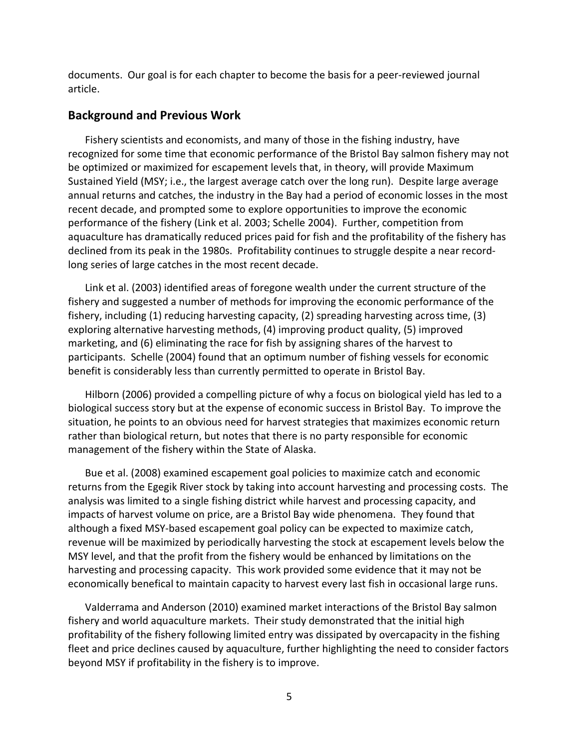documents. Our goal is for each chapter to become the basis for a peer-reviewed journal article.

## Background and Previous Work

Fishery scientists and economists, and many of those in the fishing industry, have recognized for some time that economic performance of the Bristol Bay salmon fishery may not be optimized or maximized for escapement levels that, in theory, will provide Maximum Sustained Yield (MSY; i.e., the largest average catch over the long run). Despite large average annual returns and catches, the industry in the Bay had a period of economic losses in the most recent decade, and prompted some to explore opportunities to improve the economic performance of the fishery (Link et al. 2003; Schelle 2004). Further, competition from aquaculture has dramatically reduced prices paid for fish and the profitability of the fishery has declined from its peak in the 1980s. Profitability continues to struggle despite a near record-long series of large catches in the most recent decade.

Link et al. (2003) identified areas of foregone wealth under the current structure of the fishery and suggested a number of methods for improving the economic performance of the fishery, including (1) reducing harvesting capacity, (2) spreading harvesting across time, (3) exploring alternative harvesting methods, (4) improving product quality, (5) improved marketing, and (6) eliminating the race for fish by assigning shares of the harvest to participants. Schelle (2004) found that an optimum number of fishing vessels for economic benefit is considerably less than currently permitted to operate in Bristol Bay.

Hilborn (2006) provided a compelling picture of why a focus on biological yield has led to a biological success story but at the expense of economic success in Bristol Bay. To improve the situation, he points to an obvious need for harvest strategies that maximizes economic return rather than biological return, but notes that there is no party responsible for economic management of the fishery within the State of Alaska.

Bue et al. (2008) examined escapement goal policies to maximize catch and economic returns from the Egegik River stock by taking into account harvesting and processing costs. The analysis was limited to a single fishing district while harvest and processing capacity, and impacts of harvest volume on price, are a Bristol Bay wide phenomena. They found that although a fixed MSY-based escapement goal policy can be expected to maximize catch, revenue will be maximized by periodically harvesting the stock at escapement levels below the MSY level, and that the profit from the fishery would be enhanced by limitations on the harvesting and processing capacity. This work provided some evidence that it may not be economically benefical to maintain capacity to harvest every last fish in occasional large runs.

Valderrama and Anderson (2010) examined market interactions of the Bristol Bay salmon fishery and world aquaculture markets. Their study demonstrated that the initial high profitability of the fishery following limited entry was dissipated by overcapacity in the fishing fleet and price declines caused by aquaculture, further highlighting the need to consider factors beyond MSY if profitability in the fishery is to improve.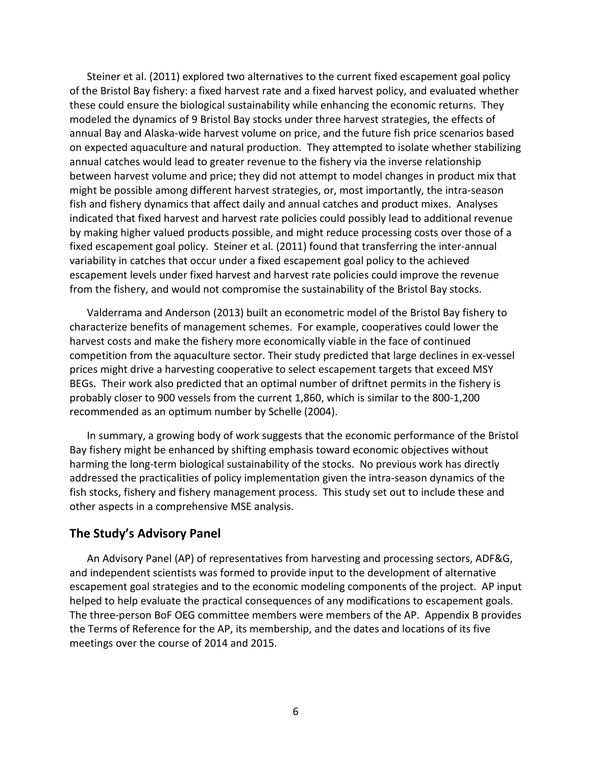Steiner et al. (2011) explored two alternatives to the current fixed escapement goal policy of the Bristol Bay fishery: a fixed harvest rate and a fixed harvest policy, and evaluated whether these could ensure the biological sustainability while enhancing the economic returns. They modeled the dynamics of 9 Bristol Bay stocks under three harvest strategies, the effects of annual Bay and Alaska-wide harvest volume on price, and the future fish price scenarios based on expected aquaculture and natural production. They attempted to isolate whether stabilizing annual catches would lead to greater revenue to the fishery via the inverse relationship between harvest volume and price; they did not attempt to model changes in product mix that might be possible among different harvest strategies, or, most importantly, the intra-season fish and fishery dynamics that affect daily and annual catches and product mixes. Analyses indicated that fixed harvest and harvest rate policies could possibly lead to additional revenue by making higher valued products possible, and might reduce processing costs over those of a fixed escapement goal policy. Steiner et al. (2011) found that transferring the inter-annual variability in catches that occur under a fixed escapement goal policy to the achieved escapement levels under fixed harvest and harvest rate policies could improve the revenue from the fishery, and would not compromise the sustainability of the Bristol Bay stocks.

Valderrama and Anderson (2013) built an econometric model of the Bristol Bay fishery to characterize benefits of management schemes. For example, cooperatives could lower the harvest costs and make the fishery more economically viable in the face of continued competition from the aquaculture sector. Their study predicted that large declines in ex-vessel prices might drive a harvesting cooperative to select escapement targets that exceed MSY BEGs. Their work also predicted that an optimal number of driftnet permits in the fishery is probably closer to 900 vessels from the current 1,860, which is similar to the 800-1,200 recommended as an optimum number by Schelle (2004).

In summary, a growing body of work suggests that the economic performance of the Bristol Bay fishery might be enhanced by shifting emphasis toward economic objectives without harming the long-term biological sustainability of the stocks. No previous work has directly addressed the practicalities of policy implementation given the intra-season dynamics of the fish stocks, fishery and fishery management process. This study set out to include these and other aspects in a comprehensive MSE analysis.

## The Study's Advisory Panel

An Advisory Panel (AP) of representatives from harvesting and processing sectors, ADF&G, and independent scientists was formed to provide input to the development of alternative escapement goal strategies and to the economic modeling components of the project. AP input helped to help evaluate the practical consequences of any modifications to escapement goals. The three-person BoF OEG committee members were members of the AP. Appendix B provides the Terms of Reference for the AP, its membership, and the dates and locations of its five meetings over the course of 2014 and 2015.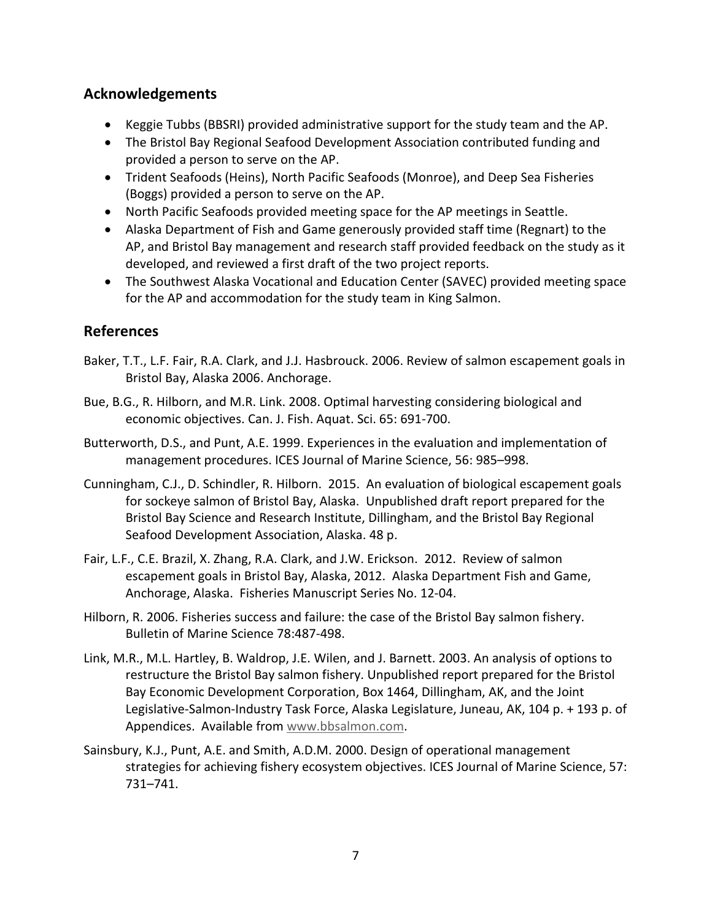## Acknowledgements

- Keggie Tubbs (BBSRI) provided administrative support for the study team and the AP.
- The Bristol Bay Regional Seafood Development Association contributed funding and provided a person to serve on the AP.
- Trident Seafoods (Heins), North Pacific Seafoods (Monroe), and Deep Sea Fisheries (Boggs) provided a person to serve on the AP.
- North Pacific Seafoods provided meeting space for the AP meetings in Seattle.
- Alaska Department of Fish and Game generously provided staff time (Regnart) to the AP, and Bristol Bay management and research staff provided feedback on the study as it developed, and reviewed a first draft of the two project reports.
- The Southwest Alaska Vocational and Education Center (SAVEC) provided meeting space for the AP and accommodation for the study team in King Salmon.

## References

Baker, T.T., L.F. Fair, R.A. Clark, and J.J. Hasbrouck. 2006. Review of salmon escapement goals in Bristol Bay, Alaska 2006. Anchorage.

Bue, B.G., R. Hilborn, and M.R. Link. 2008. Optimal harvesting considering biological and economic objectives. Can. J. Fish. Aquat. Sci. 65: 691-700.

Butterworth, D.S., and Punt, A.E. 1999. Experiences in the evaluation and implementation of management procedures. ICES Journal of Marine Science, 56: 985–998.

Cunningham, C.J., D. Schindler, R. Hilborn. 2015. An evaluation of biological escapement goals for sockeye salmon of Bristol Bay, Alaska. Unpublished draft report prepared for the Bristol Bay Science and Research Institute, Dillingham, and the Bristol Bay Regional Seafood Development Association, Alaska. 48 p.

Fair, L.F., C.E. Brazil, X. Zhang, R.A. Clark, and J.W. Erickson. 2012. Review of salmon escapement goals in Bristol Bay, Alaska, 2012. Alaska Department Fish and Game, Anchorage, Alaska. Fisheries Manuscript Series No. 12-04.

Hilborn, R. 2006. Fisheries success and failure: the case of the Bristol Bay salmon fishery. Bulletin of Marine Science 78:487-498.

Link, M.R., M.L. Hartley, B. Waldrop, J.E. Wilen, and J. Barnett. 2003. An analysis of options to restructure the Bristol Bay salmon fishery. Unpublished report prepared for the Bristol Bay Economic Development Corporation, Box 1464, Dillingham, AK, and the Joint Legislative-Salmon-Industry Task Force, Alaska Legislature, Juneau, AK, 104 p. + 193 p. of Appendices. Available from www.bbsalmon.com.

Sainsbury, K.J., Punt, A.E. and Smith, A.D.M. 2000. Design of operational management strategies for achieving fishery ecosystem objectives. ICES Journal of Marine Science, 57: 731–741.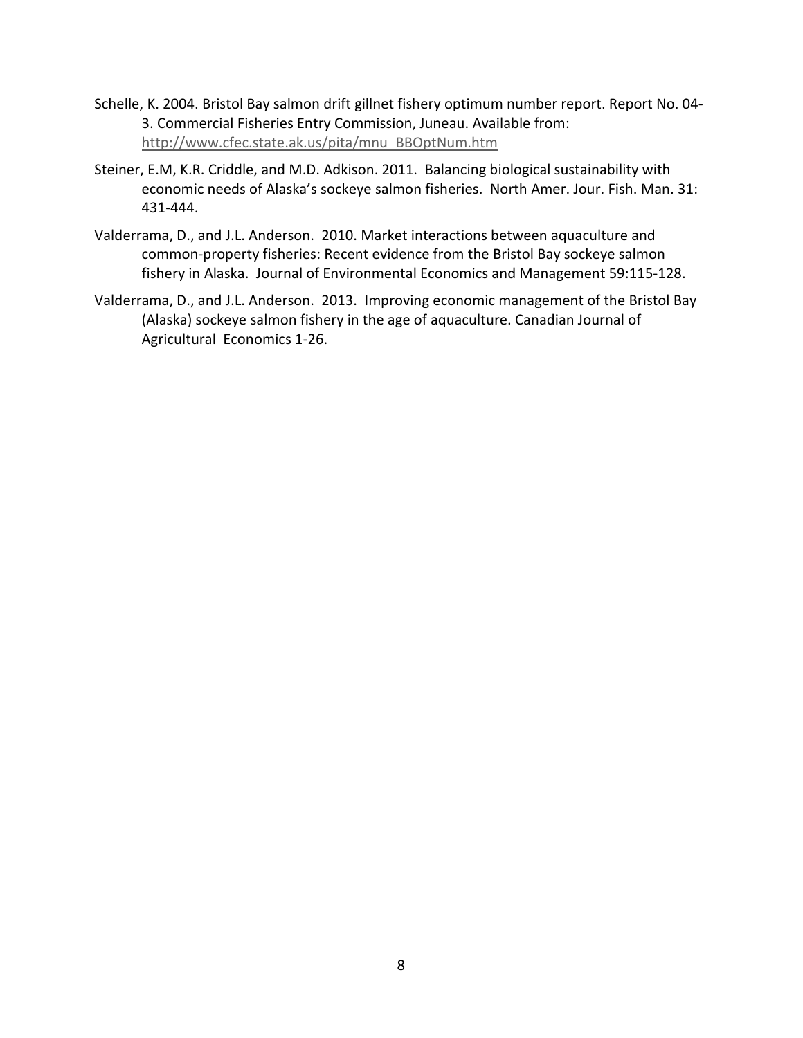Schelle, K. 2004. Bristol Bay salmon drift gillnet fishery optimum number report. Report No. 04-3. Commercial Fisheries Entry Commission, Juneau. Available from: http://www.cfec.state.ak.us/pita/mnu_BBOptNum.htm

Steiner, E.M, K.R. Criddle, and M.D. Adkison. 2011. Balancing biological sustainability with economic needs of Alaska's sockeye salmon fisheries. North Amer. Jour. Fish. Man. 31: 431-444.

Valderrama, D., and J.L. Anderson. 2010. Market interactions between aquaculture and common-property fisheries: Recent evidence from the Bristol Bay sockeye salmon fishery in Alaska. Journal of Environmental Economics and Management 59:115-128.

Valderrama, D., and J.L. Anderson. 2013. Improving economic management of the Bristol Bay (Alaska) sockeye salmon fishery in the age of aquaculture. Canadian Journal of Agricultural Economics 1-26.